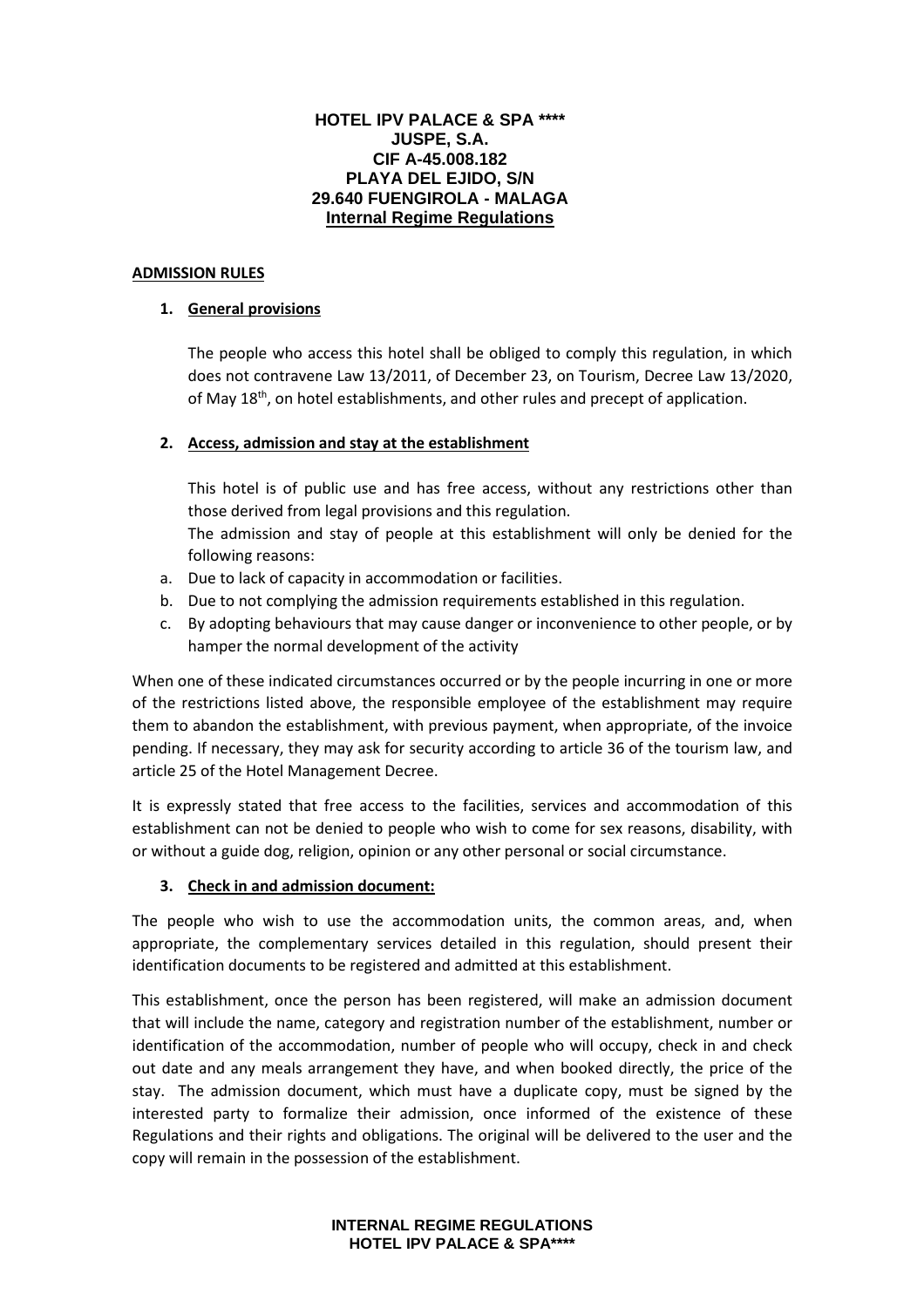**HOTEL IPV PALACE & SPA ******
**JUSPE, S.A.**
**CIF A-45.008.182**
**PLAYA DEL EJIDO, S/N**
**29.640 FUENGIROLA - MALAGA**
**Internal Regime Regulations**

## ADMISSION RULES

### 1. General provisions

The people who access this hotel shall be obliged to comply this regulation, in which does not contravene Law 13/2011, of December 23, on Tourism, Decree Law 13/2020, of May 18th, on hotel establishments, and other rules and precept of application.

### 2. Access, admission and stay at the establishment

This hotel is of public use and has free access, without any restrictions other than those derived from legal provisions and this regulation.

The admission and stay of people at this establishment will only be denied for the following reasons:

a. Due to lack of capacity in accommodation or facilities.
b. Due to not complying the admission requirements established in this regulation.
c. By adopting behaviours that may cause danger or inconvenience to other people, or by hamper the normal development of the activity

When one of these indicated circumstances occurred or by the people incurring in one or more of the restrictions listed above, the responsible employee of the establishment may require them to abandon the establishment, with previous payment, when appropriate, of the invoice pending. If necessary, they may ask for security according to article 36 of the tourism law, and article 25 of the Hotel Management Decree.

It is expressly stated that free access to the facilities, services and accommodation of this establishment can not be denied to people who wish to come for sex reasons, disability, with or without a guide dog, religion, opinion or any other personal or social circumstance.

### 3. Check in and admission document:

The people who wish to use the accommodation units, the common areas, and, when appropriate, the complementary services detailed in this regulation, should present their identification documents to be registered and admitted at this establishment.

This establishment, once the person has been registered, will make an admission document that will include the name, category and registration number of the establishment, number or identification of the accommodation, number of people who will occupy, check in and check out date and any meals arrangement they have, and when booked directly, the price of the stay. The admission document, which must have a duplicate copy, must be signed by the interested party to formalize their admission, once informed of the existence of these Regulations and their rights and obligations. The original will be delivered to the user and the copy will remain in the possession of the establishment.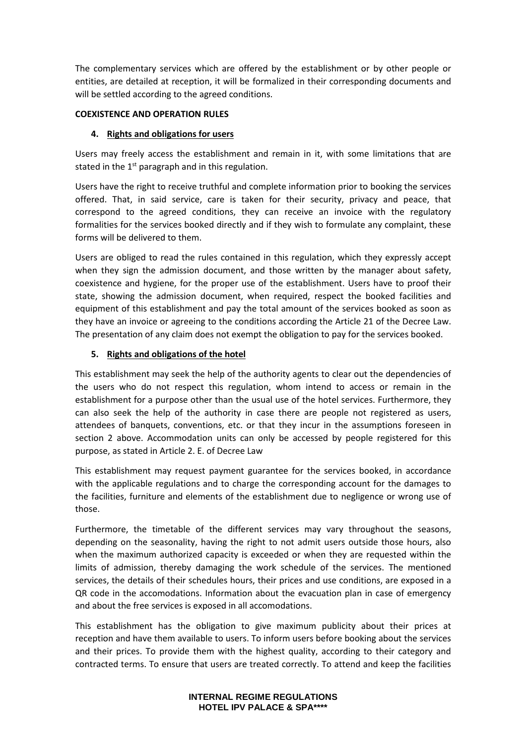The complementary services which are offered by the establishment or by other people or entities, are detailed at reception, it will be formalized in their corresponding documents and will be settled according to the agreed conditions.

**COEXISTENCE AND OPERATION RULES**

4. **Rights and obligations for users**

Users may freely access the establishment and remain in it, with some limitations that are stated in the 1st paragraph and in this regulation.

Users have the right to receive truthful and complete information prior to booking the services offered. That, in said service, care is taken for their security, privacy and peace, that correspond to the agreed conditions, they can receive an invoice with the regulatory formalities for the services booked directly and if they wish to formulate any complaint, these forms will be delivered to them.

Users are obliged to read the rules contained in this regulation, which they expressly accept when they sign the admission document, and those written by the manager about safety, coexistence and hygiene, for the proper use of the establishment. Users have to proof their state, showing the admission document, when required, respect the booked facilities and equipment of this establishment and pay the total amount of the services booked as soon as they have an invoice or agreeing to the conditions according the Article 21 of the Decree Law. The presentation of any claim does not exempt the obligation to pay for the services booked.

5. **Rights and obligations of the hotel**

This establishment may seek the help of the authority agents to clear out the dependencies of the users who do not respect this regulation, whom intend to access or remain in the establishment for a purpose other than the usual use of the hotel services. Furthermore, they can also seek the help of the authority in case there are people not registered as users, attendees of banquets, conventions, etc. or that they incur in the assumptions foreseen in section 2 above. Accommodation units can only be accessed by people registered for this purpose, as stated in Article 2. E. of Decree Law

This establishment may request payment guarantee for the services booked, in accordance with the applicable regulations and to charge the corresponding account for the damages to the facilities, furniture and elements of the establishment due to negligence or wrong use of those.

Furthermore, the timetable of the different services may vary throughout the seasons, depending on the seasonality, having the right to not admit users outside those hours, also when the maximum authorized capacity is exceeded or when they are requested within the limits of admission, thereby damaging the work schedule of the services. The mentioned services, the details of their schedules hours, their prices and use conditions, are exposed in a QR code in the accomodations. Information about the evacuation plan in case of emergency and about the free services is exposed in all accomodations.

This establishment has the obligation to give maximum publicity about their prices at reception and have them available to users. To inform users before booking about the services and their prices. To provide them with the highest quality, according to their category and contracted terms. To ensure that users are treated correctly. To attend and keep the facilities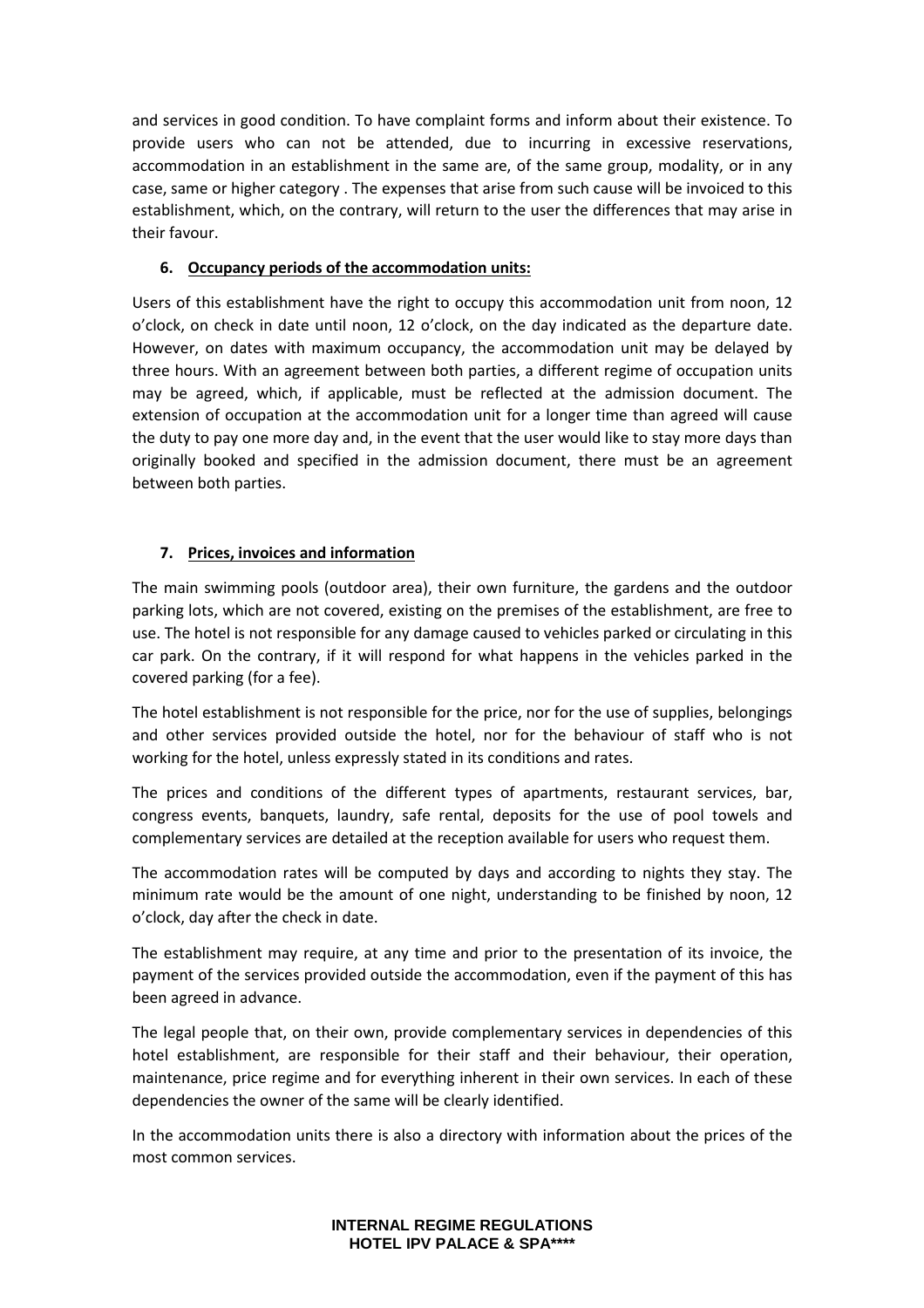and services in good condition. To have complaint forms and inform about their existence. To provide users who can not be attended, due to incurring in excessive reservations, accommodation in an establishment in the same are, of the same group, modality, or in any case, same or higher category . The expenses that arise from such cause will be invoiced to this establishment, which, on the contrary, will return to the user the differences that may arise in their favour.

**6. Occupancy periods of the accommodation units:**

Users of this establishment have the right to occupy this accommodation unit from noon, 12 o'clock, on check in date until noon, 12 o'clock, on the day indicated as the departure date. However, on dates with maximum occupancy, the accommodation unit may be delayed by three hours. With an agreement between both parties, a different regime of occupation units may be agreed, which, if applicable, must be reflected at the admission document. The extension of occupation at the accommodation unit for a longer time than agreed will cause the duty to pay one more day and, in the event that the user would like to stay more days than originally booked and specified in the admission document, there must be an agreement between both parties.

**7. Prices, invoices and information**

The main swimming pools (outdoor area), their own furniture, the gardens and the outdoor parking lots, which are not covered, existing on the premises of the establishment, are free to use. The hotel is not responsible for any damage caused to vehicles parked or circulating in this car park. On the contrary, if it will respond for what happens in the vehicles parked in the covered parking (for a fee).

The hotel establishment is not responsible for the price, nor for the use of supplies, belongings and other services provided outside the hotel, nor for the behaviour of staff who is not working for the hotel, unless expressly stated in its conditions and rates.

The prices and conditions of the different types of apartments, restaurant services, bar, congress events, banquets, laundry, safe rental, deposits for the use of pool towels and complementary services are detailed at the reception available for users who request them.

The accommodation rates will be computed by days and according to nights they stay. The minimum rate would be the amount of one night, understanding to be finished by noon, 12 o'clock, day after the check in date.

The establishment may require, at any time and prior to the presentation of its invoice, the payment of the services provided outside the accommodation, even if the payment of this has been agreed in advance.

The legal people that, on their own, provide complementary services in dependencies of this hotel establishment, are responsible for their staff and their behaviour, their operation, maintenance, price regime and for everything inherent in their own services. In each of these dependencies the owner of the same will be clearly identified.

In the accommodation units there is also a directory with information about the prices of the most common services.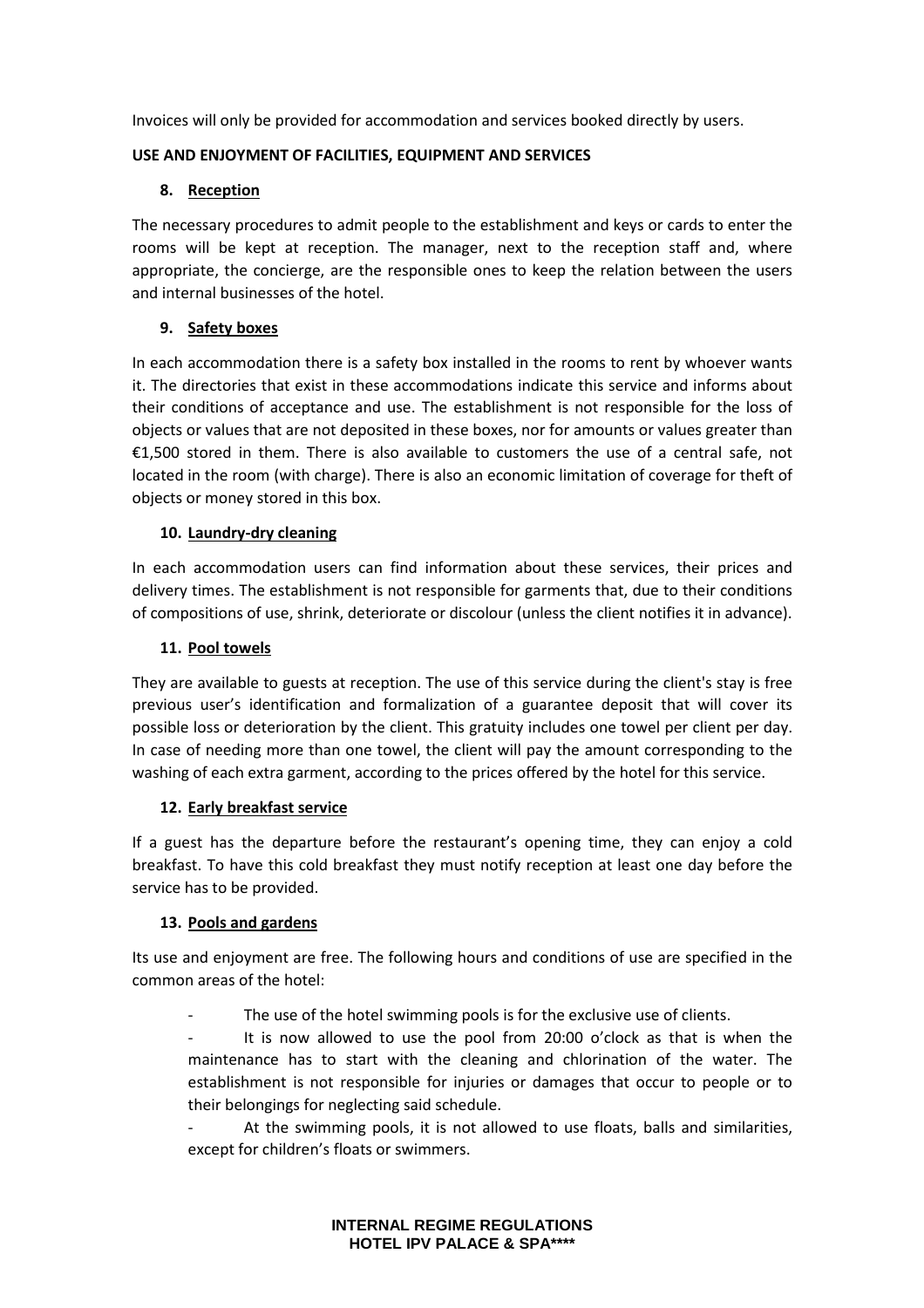Invoices will only be provided for accommodation and services booked directly by users.

**USE AND ENJOYMENT OF FACILITIES, EQUIPMENT AND SERVICES**

8. **Reception**

The necessary procedures to admit people to the establishment and keys or cards to enter the rooms will be kept at reception. The manager, next to the reception staff and, where appropriate, the concierge, are the responsible ones to keep the relation between the users and internal businesses of the hotel.

9. **Safety boxes**

In each accommodation there is a safety box installed in the rooms to rent by whoever wants it. The directories that exist in these accommodations indicate this service and informs about their conditions of acceptance and use. The establishment is not responsible for the loss of objects or values that are not deposited in these boxes, nor for amounts or values greater than €1,500 stored in them. There is also available to customers the use of a central safe, not located in the room (with charge). There is also an economic limitation of coverage for theft of objects or money stored in this box.

10. **Laundry-dry cleaning**

In each accommodation users can find information about these services, their prices and delivery times. The establishment is not responsible for garments that, due to their conditions of compositions of use, shrink, deteriorate or discolour (unless the client notifies it in advance).

11. **Pool towels**

They are available to guests at reception. The use of this service during the client's stay is free previous user's identification and formalization of a guarantee deposit that will cover its possible loss or deterioration by the client. This gratuity includes one towel per client per day. In case of needing more than one towel, the client will pay the amount corresponding to the washing of each extra garment, according to the prices offered by the hotel for this service.

12. **Early breakfast service**

If a guest has the departure before the restaurant's opening time, they can enjoy a cold breakfast. To have this cold breakfast they must notify reception at least one day before the service has to be provided.

13. **Pools and gardens**

Its use and enjoyment are free. The following hours and conditions of use are specified in the common areas of the hotel:

- The use of the hotel swimming pools is for the exclusive use of clients.
- It is now allowed to use the pool from 20:00 o'clock as that is when the maintenance has to start with the cleaning and chlorination of the water. The establishment is not responsible for injuries or damages that occur to people or to their belongings for neglecting said schedule.
- At the swimming pools, it is not allowed to use floats, balls and similarities, except for children's floats or swimmers.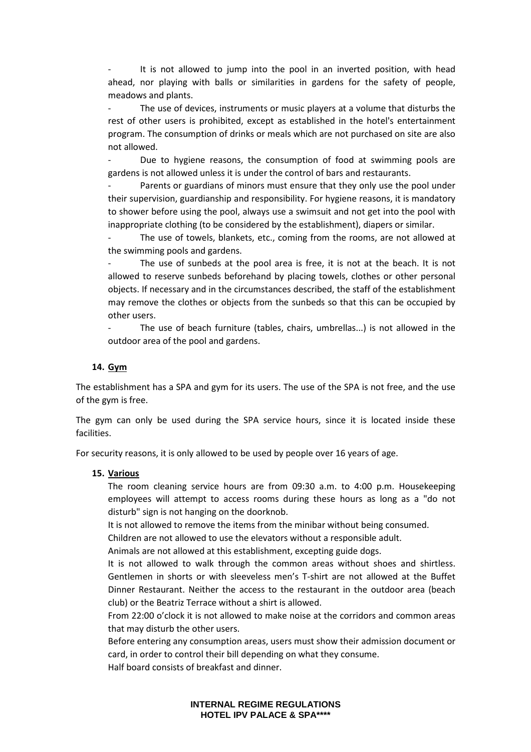- It is not allowed to jump into the pool in an inverted position, with head ahead, nor playing with balls or similarities in gardens for the safety of people, meadows and plants.
- The use of devices, instruments or music players at a volume that disturbs the rest of other users is prohibited, except as established in the hotel's entertainment program. The consumption of drinks or meals which are not purchased on site are also not allowed.
- Due to hygiene reasons, the consumption of food at swimming pools are gardens is not allowed unless it is under the control of bars and restaurants.
- Parents or guardians of minors must ensure that they only use the pool under their supervision, guardianship and responsibility. For hygiene reasons, it is mandatory to shower before using the pool, always use a swimsuit and not get into the pool with inappropriate clothing (to be considered by the establishment), diapers or similar.
- The use of towels, blankets, etc., coming from the rooms, are not allowed at the swimming pools and gardens.
- The use of sunbeds at the pool area is free, it is not at the beach. It is not allowed to reserve sunbeds beforehand by placing towels, clothes or other personal objects. If necessary and in the circumstances described, the staff of the establishment may remove the clothes or objects from the sunbeds so that this can be occupied by other users.
- The use of beach furniture (tables, chairs, umbrellas...) is not allowed in the outdoor area of the pool and gardens.

**14. Gym**

The establishment has a SPA and gym for its users. The use of the SPA is not free, and the use of the gym is free.

The gym can only be used during the SPA service hours, since it is located inside these facilities.

For security reasons, it is only allowed to be used by people over 16 years of age.

**15. Various**

The room cleaning service hours are from 09:30 a.m. to 4:00 p.m. Housekeeping employees will attempt to access rooms during these hours as long as a "do not disturb" sign is not hanging on the doorknob.

It is not allowed to remove the items from the minibar without being consumed.

Children are not allowed to use the elevators without a responsible adult.

Animals are not allowed at this establishment, excepting guide dogs.

It is not allowed to walk through the common areas without shoes and shirtless. Gentlemen in shorts or with sleeveless men's T-shirt are not allowed at the Buffet Dinner Restaurant. Neither the access to the restaurant in the outdoor area (beach club) or the Beatriz Terrace without a shirt is allowed.

From 22:00 o'clock it is not allowed to make noise at the corridors and common areas that may disturb the other users.

Before entering any consumption areas, users must show their admission document or card, in order to control their bill depending on what they consume.

Half board consists of breakfast and dinner.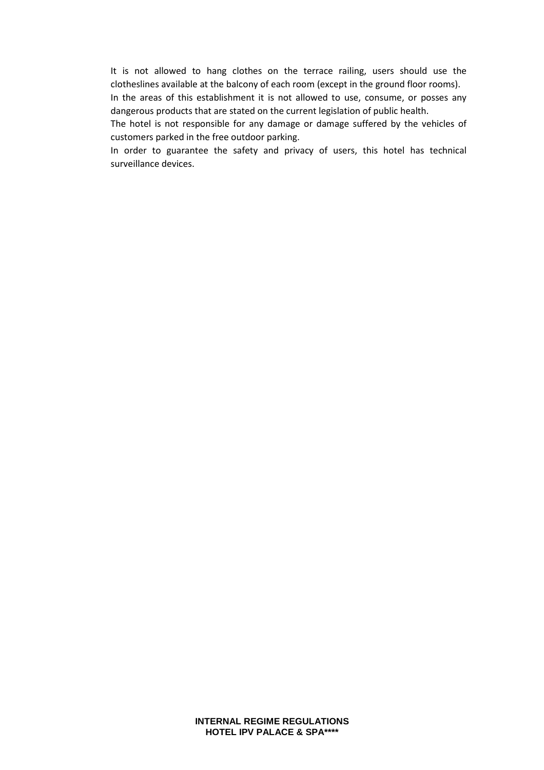It is not allowed to hang clothes on the terrace railing, users should use the clotheslines available at the balcony of each room (except in the ground floor rooms).

In the areas of this establishment it is not allowed to use, consume, or posses any dangerous products that are stated on the current legislation of public health.

The hotel is not responsible for any damage or damage suffered by the vehicles of customers parked in the free outdoor parking.

In order to guarantee the safety and privacy of users, this hotel has technical surveillance devices.